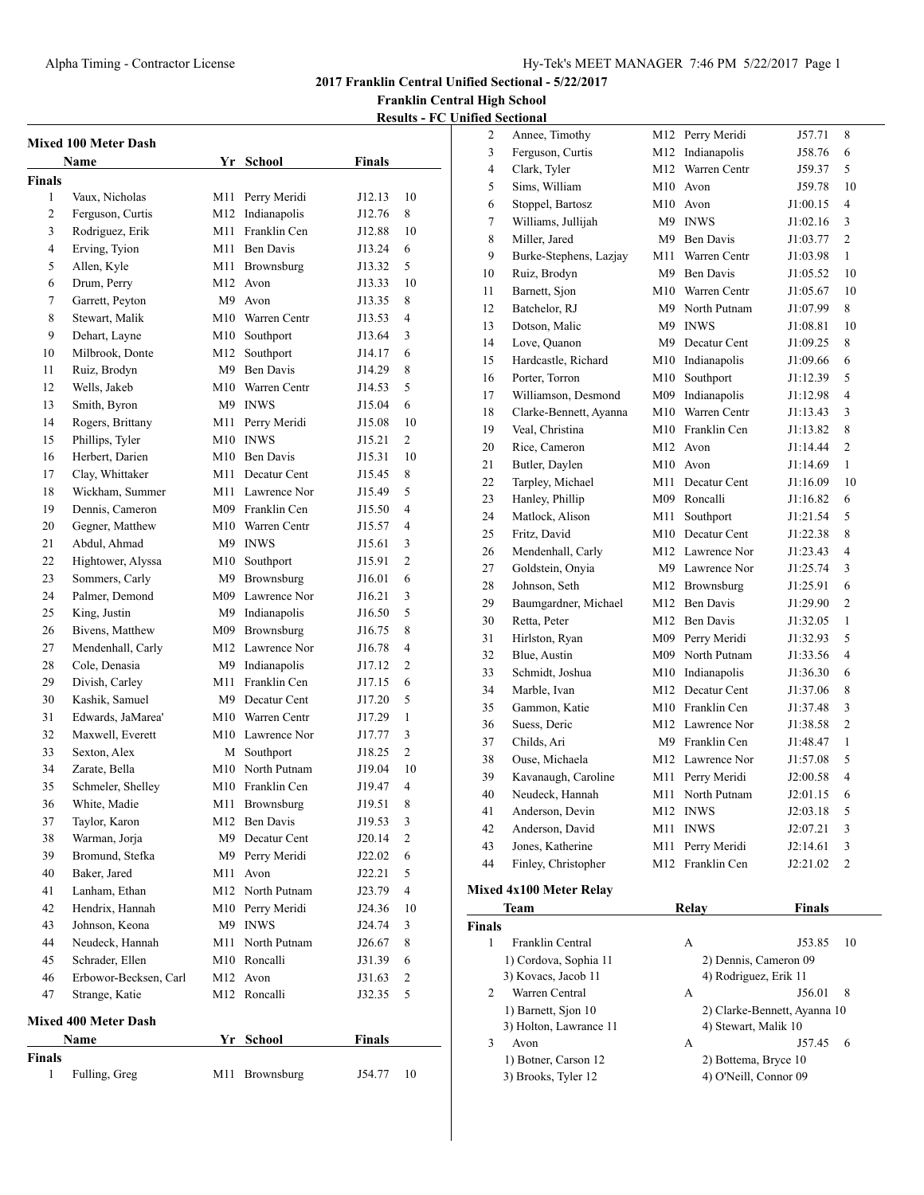## 2017 Franklin Central Unified Sectional - 5/22/2017

**Franklin Central High School**

**Results - FC Unified Sectional**

### Mixed 100 Meter Dash

| | Name | Yr | School | Finals | |
|---|---|---|---|---|---|
| **Finals** | | | | | |
| 1 | Vaux, Nicholas | M11 | Perry Meridi | J12.13 | 10 |
| 2 | Ferguson, Curtis | M12 | Indianapolis | J12.76 | 8 |
| 3 | Rodriguez, Erik | M11 | Franklin Cen | J12.88 | 10 |
| 4 | Erving, Tyion | M11 | Ben Davis | J13.24 | 6 |
| 5 | Allen, Kyle | M11 | Brownsburg | J13.32 | 5 |
| 6 | Drum, Perry | M12 | Avon | J13.33 | 10 |
| 7 | Garrett, Peyton | M9 | Avon | J13.35 | 8 |
| 8 | Stewart, Malik | M10 | Warren Centr | J13.53 | 4 |
| 9 | Dehart, Layne | M10 | Southport | J13.64 | 3 |
| 10 | Milbrook, Donte | M12 | Southport | J14.17 | 6 |
| 11 | Ruiz, Brodyn | M9 | Ben Davis | J14.29 | 8 |
| 12 | Wells, Jakeb | M10 | Warren Centr | J14.53 | 5 |
| 13 | Smith, Byron | M9 | INWS | J15.04 | 6 |
| 14 | Rogers, Brittany | M11 | Perry Meridi | J15.08 | 10 |
| 15 | Phillips, Tyler | M10 | INWS | J15.21 | 2 |
| 16 | Herbert, Darien | M10 | Ben Davis | J15.31 | 10 |
| 17 | Clay, Whittaker | M11 | Decatur Cent | J15.45 | 8 |
| 18 | Wickham, Summer | M11 | Lawrence Nor | J15.49 | 5 |
| 19 | Dennis, Cameron | M09 | Franklin Cen | J15.50 | 4 |
| 20 | Gegner, Matthew | M10 | Warren Centr | J15.57 | 4 |
| 21 | Abdul, Ahmad | M9 | INWS | J15.61 | 3 |
| 22 | Hightower, Alyssa | M10 | Southport | J15.91 | 2 |
| 23 | Sommers, Carly | M9 | Brownsburg | J16.01 | 6 |
| 24 | Palmer, Demond | M09 | Lawrence Nor | J16.21 | 3 |
| 25 | King, Justin | M9 | Indianapolis | J16.50 | 5 |
| 26 | Bivens, Matthew | M09 | Brownsburg | J16.75 | 8 |
| 27 | Mendenhall, Carly | M12 | Lawrence Nor | J16.78 | 4 |
| 28 | Cole, Denasia | M9 | Indianapolis | J17.12 | 2 |
| 29 | Divish, Carley | M11 | Franklin Cen | J17.15 | 6 |
| 30 | Kashik, Samuel | M9 | Decatur Cent | J17.20 | 5 |
| 31 | Edwards, JaMarea' | M10 | Warren Centr | J17.29 | 1 |
| 32 | Maxwell, Everett | M10 | Lawrence Nor | J17.77 | 3 |
| 33 | Sexton, Alex | M | Southport | J18.25 | 2 |
| 34 | Zarate, Bella | M10 | North Putnam | J19.04 | 10 |
| 35 | Schmeler, Shelley | M10 | Franklin Cen | J19.47 | 4 |
| 36 | White, Madie | M11 | Brownsburg | J19.51 | 8 |
| 37 | Taylor, Karon | M12 | Ben Davis | J19.53 | 3 |
| 38 | Warman, Jorja | M9 | Decatur Cent | J20.14 | 2 |
| 39 | Bromund, Stefka | M9 | Perry Meridi | J22.02 | 6 |
| 40 | Baker, Jared | M11 | Avon | J22.21 | 5 |
| 41 | Lanham, Ethan | M12 | North Putnam | J23.79 | 4 |
| 42 | Hendrix, Hannah | M10 | Perry Meridi | J24.36 | 10 |
| 43 | Johnson, Keona | M9 | INWS | J24.74 | 3 |
| 44 | Neudeck, Hannah | M11 | North Putnam | J26.67 | 8 |
| 45 | Schrader, Ellen | M10 | Roncalli | J31.39 | 6 |
| 46 | Erbowor-Becksen, Carl | M12 | Avon | J31.63 | 2 |
| 47 | Strange, Katie | M12 | Roncalli | J32.35 | 5 |

### Mixed 400 Meter Dash

| | Name | Yr | School | Finals | |
|---|---|---|---|---|---|
| **Finals** | | | | | |
| 1 | Fulling, Greg | M11 | Brownsburg | J54.77 | 10 |
| 2 | Annee, Timothy | M12 | Perry Meridi | J57.71 | 8 |
| 3 | Ferguson, Curtis | M12 | Indianapolis | J58.76 | 6 |
| 4 | Clark, Tyler | M12 | Warren Centr | J59.37 | 5 |
| 5 | Sims, William | M10 | Avon | J59.78 | 10 |
| 6 | Stoppel, Bartosz | M10 | Avon | J1:00.15 | 4 |
| 7 | Williams, Jullijah | M9 | INWS | J1:02.16 | 3 |
| 8 | Miller, Jared | M9 | Ben Davis | J1:03.77 | 2 |
| 9 | Burke-Stephens, Lazjay | M11 | Warren Centr | J1:03.98 | 1 |
| 10 | Ruiz, Brodyn | M9 | Ben Davis | J1:05.52 | 10 |
| 11 | Barnett, Sjon | M10 | Warren Centr | J1:05.67 | 10 |
| 12 | Batchelor, RJ | M9 | North Putnam | J1:07.99 | 8 |
| 13 | Dotson, Malic | M9 | INWS | J1:08.81 | 10 |
| 14 | Love, Quanon | M9 | Decatur Cent | J1:09.25 | 8 |
| 15 | Hardcastle, Richard | M10 | Indianapolis | J1:09.66 | 6 |
| 16 | Porter, Torron | M10 | Southport | J1:12.39 | 5 |
| 17 | Williamson, Desmond | M09 | Indianapolis | J1:12.98 | 4 |
| 18 | Clarke-Bennett, Ayanna | M10 | Warren Centr | J1:13.43 | 3 |
| 19 | Veal, Christina | M10 | Franklin Cen | J1:13.82 | 8 |
| 20 | Rice, Cameron | M12 | Avon | J1:14.44 | 2 |
| 21 | Butler, Daylen | M10 | Avon | J1:14.69 | 1 |
| 22 | Tarpley, Michael | M11 | Decatur Cent | J1:16.09 | 10 |
| 23 | Hanley, Phillip | M09 | Roncalli | J1:16.82 | 6 |
| 24 | Matlock, Alison | M11 | Southport | J1:21.54 | 5 |
| 25 | Fritz, David | M10 | Decatur Cent | J1:22.38 | 8 |
| 26 | Mendenhall, Carly | M12 | Lawrence Nor | J1:23.43 | 4 |
| 27 | Goldstein, Onyia | M9 | Lawrence Nor | J1:25.74 | 3 |
| 28 | Johnson, Seth | M12 | Brownsburg | J1:25.91 | 6 |
| 29 | Baumgardner, Michael | M12 | Ben Davis | J1:29.90 | 2 |
| 30 | Retta, Peter | M12 | Ben Davis | J1:32.05 | 1 |
| 31 | Hirlston, Ryan | M09 | Perry Meridi | J1:32.93 | 5 |
| 32 | Blue, Austin | M09 | North Putnam | J1:33.56 | 4 |
| 33 | Schmidt, Joshua | M10 | Indianapolis | J1:36.30 | 6 |
| 34 | Marble, Ivan | M12 | Decatur Cent | J1:37.06 | 8 |
| 35 | Gammon, Katie | M10 | Franklin Cen | J1:37.48 | 3 |
| 36 | Suess, Deric | M12 | Lawrence Nor | J1:38.58 | 2 |
| 37 | Childs, Ari | M9 | Franklin Cen | J1:48.47 | 1 |
| 38 | Ouse, Michaela | M12 | Lawrence Nor | J1:57.08 | 5 |
| 39 | Kavanaugh, Caroline | M11 | Perry Meridi | J2:00.58 | 4 |
| 40 | Neudeck, Hannah | M11 | North Putnam | J2:01.15 | 6 |
| 41 | Anderson, Devin | M12 | INWS | J2:03.18 | 5 |
| 42 | Anderson, David | M11 | INWS | J2:07.21 | 3 |
| 43 | Jones, Katherine | M11 | Perry Meridi | J2:14.61 | 3 |
| 44 | Finley, Christopher | M12 | Franklin Cen | J2:21.02 | 2 |

### Mixed 4x100 Meter Relay

| | Team | Relay | Finals | |
|---|---|---|---|---|
| **Finals** | | | | |
| 1 | Franklin Central | A | J53.85 | 10 |
| | 1) Cordova, Sophia 11 | 2) Dennis, Cameron 09 | | |
| | 3) Kovacs, Jacob 11 | 4) Rodriguez, Erik 11 | | |
| 2 | Warren Central | A | J56.01 | 8 |
| | 1) Barnett, Sjon 10 | 2) Clarke-Bennett, Ayanna 10 | | |
| | 3) Holton, Lawrance 11 | 4) Stewart, Malik 10 | | |
| 3 | Avon | A | J57.45 | 6 |
| | 1) Botner, Carson 12 | 2) Bottema, Bryce 10 | | |
| | 3) Brooks, Tyler 12 | 4) O'Neill, Connor 09 | | |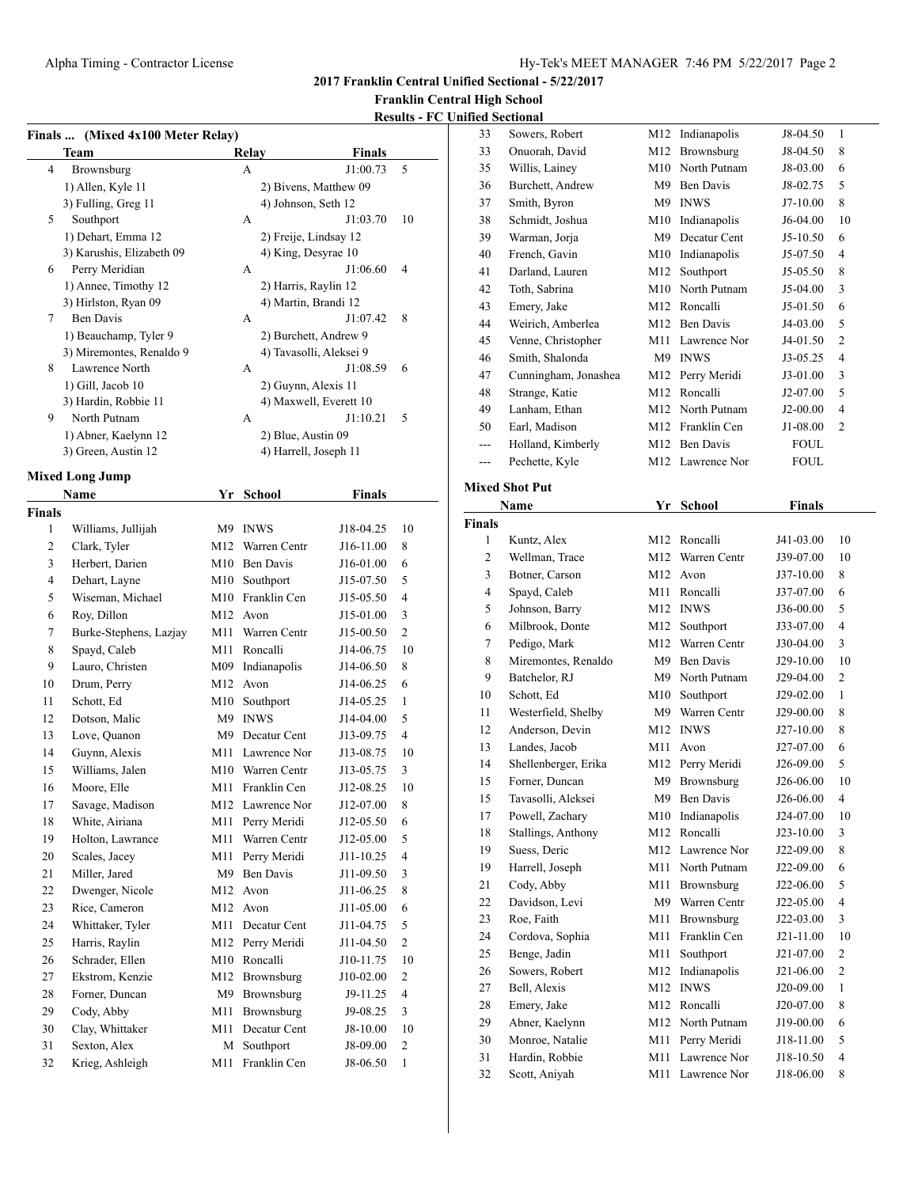**2017 Franklin Central Unified Sectional - 5/22/2017**

**Franklin Central High School**

**Results - FC Unified Sectional**

### Finals ... (Mixed 4x100 Meter Relay)

| | Team | Relay | Finals | |
|---|---|---|---|---|
| 4 | Brownsburg | A | J1:00.73 | 5 |
| | 1) Allen, Kyle 11 | 2) Bivens, Matthew 09 | | |
| | 3) Fulling, Greg 11 | 4) Johnson, Seth 12 | | |
| 5 | Southport | A | J1:03.70 | 10 |
| | 1) Dehart, Emma 12 | 2) Freije, Lindsay 12 | | |
| | 3) Karushis, Elizabeth 09 | 4) King, Desyrae 10 | | |
| 6 | Perry Meridian | A | J1:06.60 | 4 |
| | 1) Annee, Timothy 12 | 2) Harris, Raylin 12 | | |
| | 3) Hirlston, Ryan 09 | 4) Martin, Brandi 12 | | |
| 7 | Ben Davis | A | J1:07.42 | 8 |
| | 1) Beauchamp, Tyler 9 | 2) Burchett, Andrew 9 | | |
| | 3) Miremontes, Renaldo 9 | 4) Tavasolli, Aleksei 9 | | |
| 8 | Lawrence North | A | J1:08.59 | 6 |
| | 1) Gill, Jacob 10 | 2) Guynn, Alexis 11 | | |
| | 3) Hardin, Robbie 11 | 4) Maxwell, Everett 10 | | |
| 9 | North Putnam | A | J1:10.21 | 5 |
| | 1) Abner, Kaelynn 12 | 2) Blue, Austin 09 | | |
| | 3) Green, Austin 12 | 4) Harrell, Joseph 11 | | |

### Mixed Long Jump

**Finals**

| | Name | Yr | School | Finals | |
|---|---|---|---|---|---|
| 1 | Williams, Jullijah | M9 | INWS | J18-04.25 | 10 |
| 2 | Clark, Tyler | M12 | Warren Centr | J16-11.00 | 8 |
| 3 | Herbert, Darien | M10 | Ben Davis | J16-01.00 | 6 |
| 4 | Dehart, Layne | M10 | Southport | J15-07.50 | 5 |
| 5 | Wiseman, Michael | M10 | Franklin Cen | J15-05.50 | 4 |
| 6 | Roy, Dillon | M12 | Avon | J15-01.00 | 3 |
| 7 | Burke-Stephens, Lazjay | M11 | Warren Centr | J15-00.50 | 2 |
| 8 | Spayd, Caleb | M11 | Roncalli | J14-06.75 | 10 |
| 9 | Lauro, Christen | M09 | Indianapolis | J14-06.50 | 8 |
| 10 | Drum, Perry | M12 | Avon | J14-06.25 | 6 |
| 11 | Schott, Ed | M10 | Southport | J14-05.25 | 1 |
| 12 | Dotson, Malic | M9 | INWS | J14-04.00 | 5 |
| 13 | Love, Quanon | M9 | Decatur Cent | J13-09.75 | 4 |
| 14 | Guynn, Alexis | M11 | Lawrence Nor | J13-08.75 | 10 |
| 15 | Williams, Jalen | M10 | Warren Centr | J13-05.75 | 3 |
| 16 | Moore, Elle | M11 | Franklin Cen | J12-08.25 | 10 |
| 17 | Savage, Madison | M12 | Lawrence Nor | J12-07.00 | 8 |
| 18 | White, Airiana | M11 | Perry Meridi | J12-05.50 | 6 |
| 19 | Holton, Lawrance | M11 | Warren Centr | J12-05.00 | 5 |
| 20 | Scales, Jacey | M11 | Perry Meridi | J11-10.25 | 4 |
| 21 | Miller, Jared | M9 | Ben Davis | J11-09.50 | 3 |
| 22 | Dwenger, Nicole | M12 | Avon | J11-06.25 | 8 |
| 23 | Rice, Cameron | M12 | Avon | J11-05.00 | 6 |
| 24 | Whittaker, Tyler | M11 | Decatur Cent | J11-04.75 | 5 |
| 25 | Harris, Raylin | M12 | Perry Meridi | J11-04.50 | 2 |
| 26 | Schrader, Ellen | M10 | Roncalli | J10-11.75 | 10 |
| 27 | Ekstrom, Kenzie | M12 | Brownsburg | J10-02.00 | 2 |
| 28 | Forner, Duncan | M9 | Brownsburg | J9-11.25 | 4 |
| 29 | Cody, Abby | M11 | Brownsburg | J9-08.25 | 3 |
| 30 | Clay, Whittaker | M11 | Decatur Cent | J8-10.00 | 10 |
| 31 | Sexton, Alex | M | Southport | J8-09.00 | 2 |
| 32 | Krieg, Ashleigh | M11 | Franklin Cen | J8-06.50 | 1 |
| 33 | Sowers, Robert | M12 | Indianapolis | J8-04.50 | 1 |
| 33 | Onuorah, David | M12 | Brownsburg | J8-04.50 | 8 |
| 35 | Willis, Lainey | M10 | North Putnam | J8-03.00 | 6 |
| 36 | Burchett, Andrew | M9 | Ben Davis | J8-02.75 | 5 |
| 37 | Smith, Byron | M9 | INWS | J7-10.00 | 8 |
| 38 | Schmidt, Joshua | M10 | Indianapolis | J6-04.00 | 10 |
| 39 | Warman, Jorja | M9 | Decatur Cent | J5-10.50 | 6 |
| 40 | French, Gavin | M10 | Indianapolis | J5-07.50 | 4 |
| 41 | Darland, Lauren | M12 | Southport | J5-05.50 | 8 |
| 42 | Toth, Sabrina | M10 | North Putnam | J5-04.00 | 3 |
| 43 | Emery, Jake | M12 | Roncalli | J5-01.50 | 6 |
| 44 | Weirich, Amberlea | M12 | Ben Davis | J4-03.00 | 5 |
| 45 | Venne, Christopher | M11 | Lawrence Nor | J4-01.50 | 2 |
| 46 | Smith, Shalonda | M9 | INWS | J3-05.25 | 4 |
| 47 | Cunningham, Jonashea | M12 | Perry Meridi | J3-01.00 | 3 |
| 48 | Strange, Katie | M12 | Roncalli | J2-07.00 | 5 |
| 49 | Lanham, Ethan | M12 | North Putnam | J2-00.00 | 4 |
| 50 | Earl, Madison | M12 | Franklin Cen | J1-08.00 | 2 |
| --- | Holland, Kimberly | M12 | Ben Davis | FOUL | |
| --- | Pechette, Kyle | M12 | Lawrence Nor | FOUL | |

### Mixed Shot Put

**Finals**

| | Name | Yr | School | Finals | |
|---|---|---|---|---|---|
| 1 | Kuntz, Alex | M12 | Roncalli | J41-03.00 | 10 |
| 2 | Wellman, Trace | M12 | Warren Centr | J39-07.00 | 10 |
| 3 | Botner, Carson | M12 | Avon | J37-10.00 | 8 |
| 4 | Spayd, Caleb | M11 | Roncalli | J37-07.00 | 6 |
| 5 | Johnson, Barry | M12 | INWS | J36-00.00 | 5 |
| 6 | Milbrook, Donte | M12 | Southport | J33-07.00 | 4 |
| 7 | Pedigo, Mark | M12 | Warren Centr | J30-04.00 | 3 |
| 8 | Miremontes, Renaldo | M9 | Ben Davis | J29-10.00 | 10 |
| 9 | Batchelor, RJ | M9 | North Putnam | J29-04.00 | 2 |
| 10 | Schott, Ed | M10 | Southport | J29-02.00 | 1 |
| 11 | Westerfield, Shelby | M9 | Warren Centr | J29-00.00 | 8 |
| 12 | Anderson, Devin | M12 | INWS | J27-10.00 | 8 |
| 13 | Landes, Jacob | M11 | Avon | J27-07.00 | 6 |
| 14 | Shellenberger, Erika | M12 | Perry Meridi | J26-09.00 | 5 |
| 15 | Forner, Duncan | M9 | Brownsburg | J26-06.00 | 10 |
| 15 | Tavasolli, Aleksei | M9 | Ben Davis | J26-06.00 | 4 |
| 17 | Powell, Zachary | M10 | Indianapolis | J24-07.00 | 10 |
| 18 | Stallings, Anthony | M12 | Roncalli | J23-10.00 | 3 |
| 19 | Suess, Deric | M12 | Lawrence Nor | J22-09.00 | 8 |
| 19 | Harrell, Joseph | M11 | North Putnam | J22-09.00 | 6 |
| 21 | Cody, Abby | M11 | Brownsburg | J22-06.00 | 5 |
| 22 | Davidson, Levi | M9 | Warren Centr | J22-05.00 | 4 |
| 23 | Roe, Faith | M11 | Brownsburg | J22-03.00 | 3 |
| 24 | Cordova, Sophia | M11 | Franklin Cen | J21-11.00 | 10 |
| 25 | Benge, Jadin | M11 | Southport | J21-07.00 | 2 |
| 26 | Sowers, Robert | M12 | Indianapolis | J21-06.00 | 2 |
| 27 | Bell, Alexis | M12 | INWS | J20-09.00 | 1 |
| 28 | Emery, Jake | M12 | Roncalli | J20-07.00 | 8 |
| 29 | Abner, Kaelynn | M12 | North Putnam | J19-00.00 | 6 |
| 30 | Monroe, Natalie | M11 | Perry Meridi | J18-11.00 | 5 |
| 31 | Hardin, Robbie | M11 | Lawrence Nor | J18-10.50 | 4 |
| 32 | Scott, Aniyah | M11 | Lawrence Nor | J18-06.00 | 8 |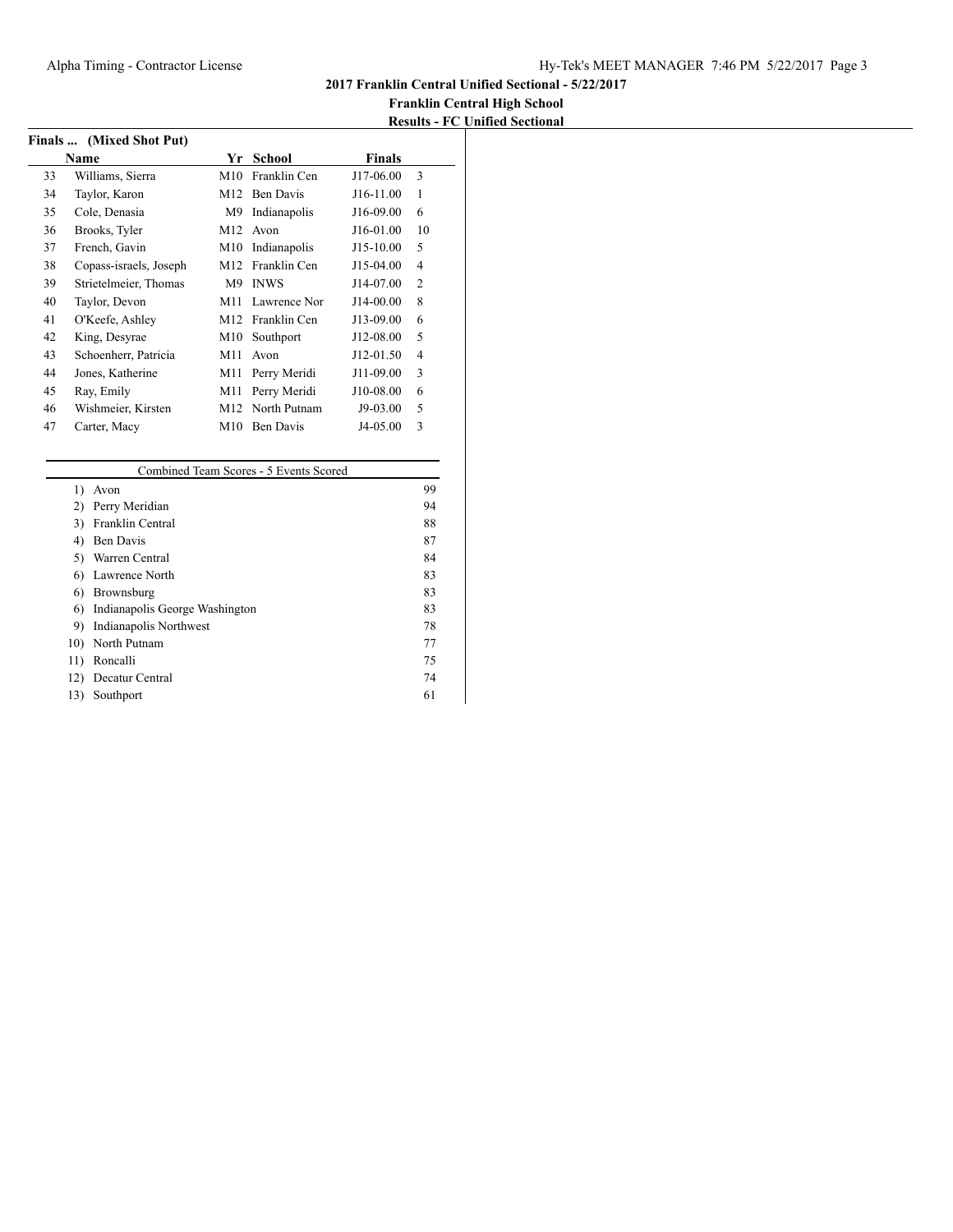**2017 Franklin Central Unified Sectional - 5/22/2017**

**Franklin Central High School**

**Results - FC Unified Sectional**

**Finals ... (Mixed Shot Put)**

| | Name | Yr | School | Finals | |
|---|---|---|---|---|---|
| 33 | Williams, Sierra | M10 | Franklin Cen | J17-06.00 | 3 |
| 34 | Taylor, Karon | M12 | Ben Davis | J16-11.00 | 1 |
| 35 | Cole, Denasia | M9 | Indianapolis | J16-09.00 | 6 |
| 36 | Brooks, Tyler | M12 | Avon | J16-01.00 | 10 |
| 37 | French, Gavin | M10 | Indianapolis | J15-10.00 | 5 |
| 38 | Copass-israels, Joseph | M12 | Franklin Cen | J15-04.00 | 4 |
| 39 | Strietelmeier, Thomas | M9 | INWS | J14-07.00 | 2 |
| 40 | Taylor, Devon | M11 | Lawrence Nor | J14-00.00 | 8 |
| 41 | O'Keefe, Ashley | M12 | Franklin Cen | J13-09.00 | 6 |
| 42 | King, Desyrae | M10 | Southport | J12-08.00 | 5 |
| 43 | Schoenherr, Patricia | M11 | Avon | J12-01.50 | 4 |
| 44 | Jones, Katherine | M11 | Perry Meridi | J11-09.00 | 3 |
| 45 | Ray, Emily | M11 | Perry Meridi | J10-08.00 | 6 |
| 46 | Wishmeier, Kirsten | M12 | North Putnam | J9-03.00 | 5 |
| 47 | Carter, Macy | M10 | Ben Davis | J4-05.00 | 3 |

| Combined Team Scores - 5 Events Scored | | |
|---|---|---|
| 1) | Avon | 99 |
| 2) | Perry Meridian | 94 |
| 3) | Franklin Central | 88 |
| 4) | Ben Davis | 87 |
| 5) | Warren Central | 84 |
| 6) | Lawrence North | 83 |
| 6) | Brownsburg | 83 |
| 6) | Indianapolis George Washington | 83 |
| 9) | Indianapolis Northwest | 78 |
| 10) | North Putnam | 77 |
| 11) | Roncalli | 75 |
| 12) | Decatur Central | 74 |
| 13) | Southport | 61 |